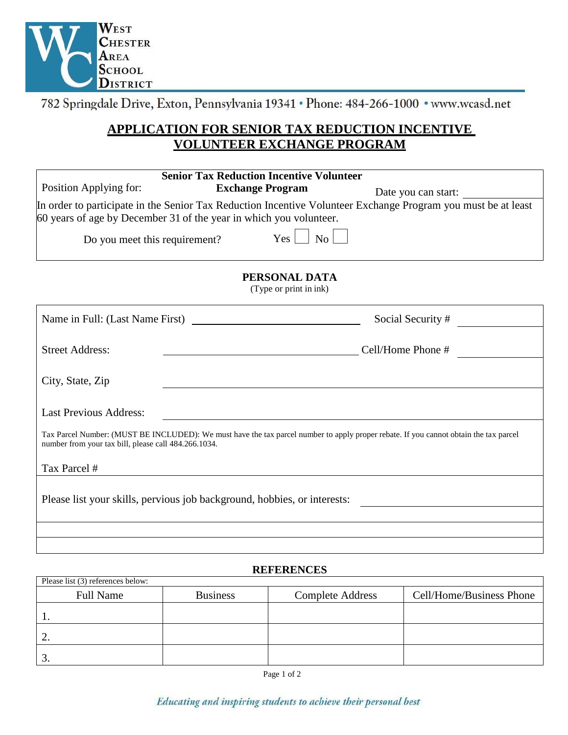West Chester Area School District

782 Springdale Drive, Exton, Pennsylvania 19341 • Phone: 484-266-1000 • www.wcasd.net

# APPLICATION FOR SENIOR TAX REDUCTION INCENTIVE VOLUNTEER EXCHANGE PROGRAM

Position Applying for: **Senior Tax Reduction Incentive Volunteer Exchange Program**

Date you can start: ____________

In order to participate in the Senior Tax Reduction Incentive Volunteer Exchange Program you must be at least 60 years of age by December 31 of the year in which you volunteer.

Do you meet this requirement? Yes ☐ No ☐

## PERSONAL DATA

(Type or print in ink)

Name in Full: (Last Name First) ______________________ Social Security # ____________

Street Address: ______________________ Cell/Home Phone # ____________

City, State, Zip ______________________

Last Previous Address: ______________________

Tax Parcel Number: (MUST BE INCLUDED): We must have the tax parcel number to apply proper rebate. If you cannot obtain the tax parcel number from your tax bill, please call 484.266.1034.

Tax Parcel # ______________________

Please list your skills, pervious job background, hobbies, or interests: ______________________

## REFERENCES

Please list (3) references below:

| Full Name | Business | Complete Address | Cell/Home/Business Phone |
|---|---|---|---|
| 1. | | | |
| 2. | | | |
| 3. | | | |

*Educating and inspiring students to achieve their personal best*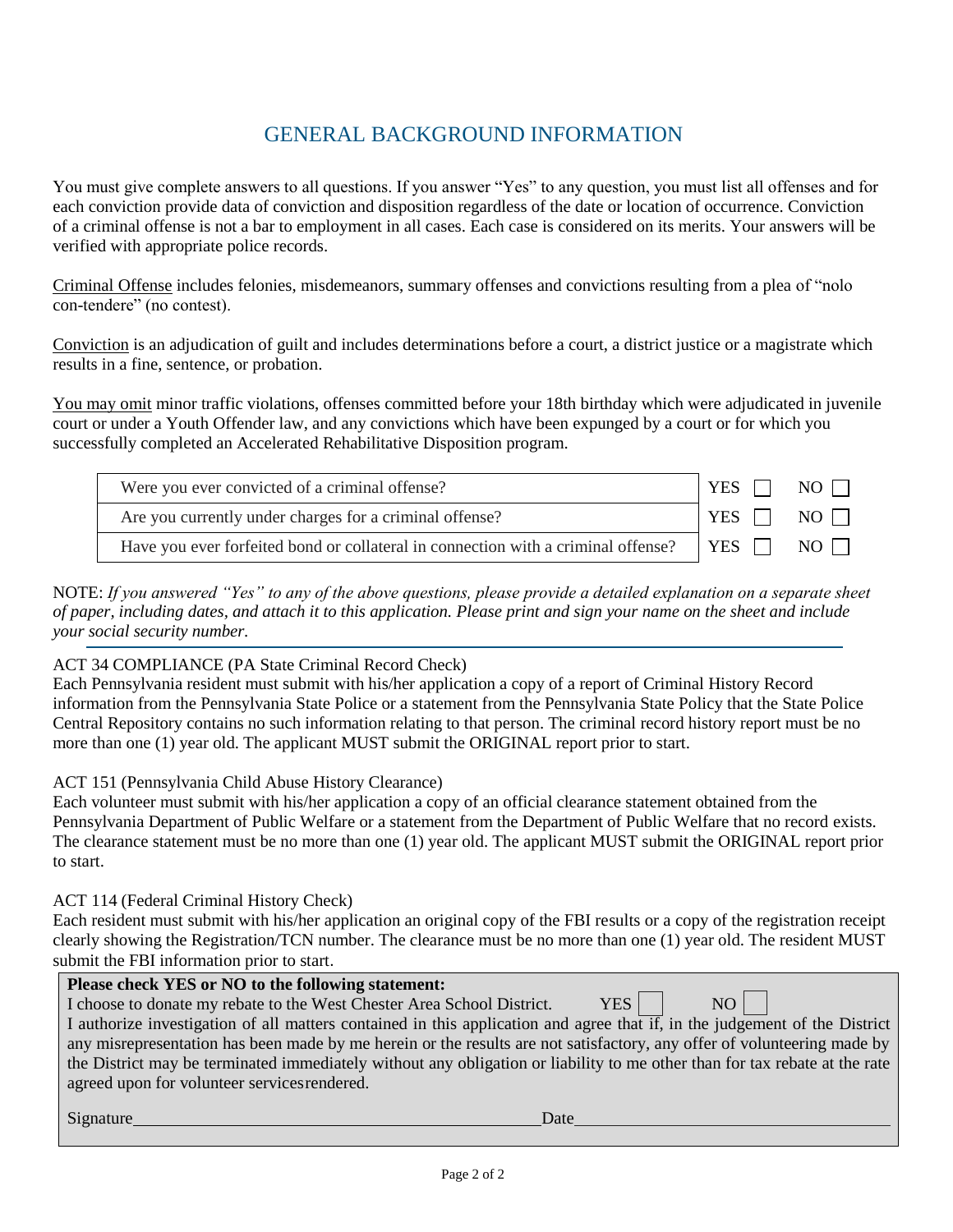# GENERAL BACKGROUND INFORMATION

You must give complete answers to all questions. If you answer "Yes" to any question, you must list all offenses and for each conviction provide data of conviction and disposition regardless of the date or location of occurrence. Conviction of a criminal offense is not a bar to employment in all cases. Each case is considered on its merits. Your answers will be verified with appropriate police records.

Criminal Offense includes felonies, misdemeanors, summary offenses and convictions resulting from a plea of "nolo con-tendere" (no contest).

Conviction is an adjudication of guilt and includes determinations before a court, a district justice or a magistrate which results in a fine, sentence, or probation.

You may omit minor traffic violations, offenses committed before your 18th birthday which were adjudicated in juvenile court or under a Youth Offender law, and any convictions which have been expunged by a court or for which you successfully completed an Accelerated Rehabilitative Disposition program.

| | | |
|---|---|---|
| Were you ever convicted of a criminal offense? | YES ☐ | NO ☐ |
| Are you currently under charges for a criminal offense? | YES ☐ | NO ☐ |
| Have you ever forfeited bond or collateral in connection with a criminal offense? | YES ☐ | NO ☐ |

NOTE: *If you answered "Yes" to any of the above questions, please provide a detailed explanation on a separate sheet of paper, including dates, and attach it to this application. Please print and sign your name on the sheet and include your social security number.*

ACT 34 COMPLIANCE (PA State Criminal Record Check)
Each Pennsylvania resident must submit with his/her application a copy of a report of Criminal History Record information from the Pennsylvania State Police or a statement from the Pennsylvania State Policy that the State Police Central Repository contains no such information relating to that person. The criminal record history report must be no more than one (1) year old. The applicant MUST submit the ORIGINAL report prior to start.

ACT 151 (Pennsylvania Child Abuse History Clearance)
Each volunteer must submit with his/her application a copy of an official clearance statement obtained from the Pennsylvania Department of Public Welfare or a statement from the Department of Public Welfare that no record exists. The clearance statement must be no more than one (1) year old. The applicant MUST submit the ORIGINAL report prior to start.

ACT 114 (Federal Criminal History Check)
Each resident must submit with his/her application an original copy of the FBI results or a copy of the registration receipt clearly showing the Registration/TCN number. The clearance must be no more than one (1) year old. The resident MUST submit the FBI information prior to start.

**Please check YES or NO to the following statement:**
I choose to donate my rebate to the West Chester Area School District. YES ☐ NO ☐
I authorize investigation of all matters contained in this application and agree that if, in the judgement of the District any misrepresentation has been made by me herein or the results are not satisfactory, any offer of volunteering made by the District may be terminated immediately without any obligation or liability to me other than for tax rebate at the rate agreed upon for volunteer services rendered.

Signature_______________________________________ Date_______________________________